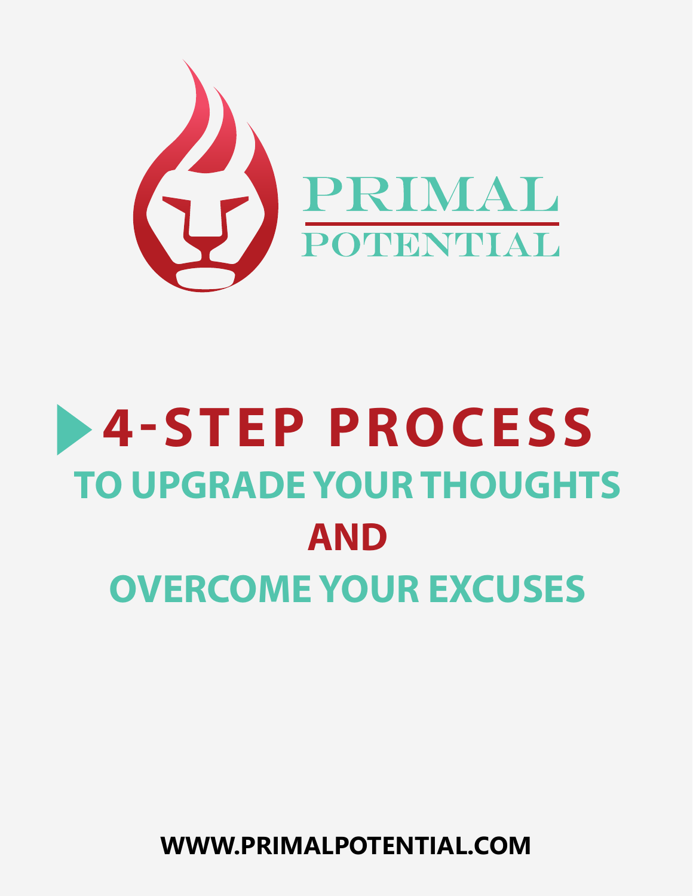PRIMAL POTENTIAL

# 4-STEP PROCESS

## TO UPGRADE YOUR THOUGHTS AND OVERCOME YOUR EXCUSES

**WWW.PRIMALPOTENTIAL.COM**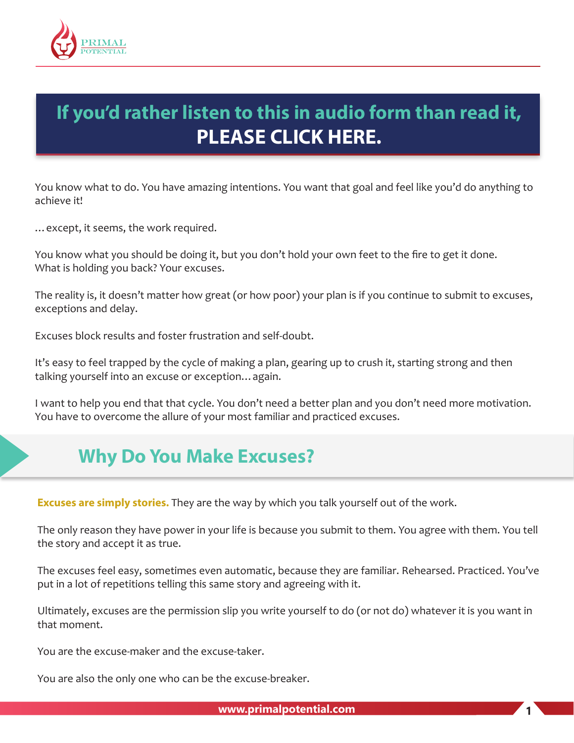**If you'd rather listen to this in audio form than read it, PLEASE CLICK HERE.**

You know what to do. You have amazing intentions. You want that goal and feel like you'd do anything to achieve it!

…except, it seems, the work required.

You know what you should be doing it, but you don't hold your own feet to the fire to get it done. What is holding you back? Your excuses.

The reality is, it doesn't matter how great (or how poor) your plan is if you continue to submit to excuses, exceptions and delay.

Excuses block results and foster frustration and self-doubt.

It's easy to feel trapped by the cycle of making a plan, gearing up to crush it, starting strong and then talking yourself into an excuse or exception… again.

I want to help you end that that cycle. You don't need a better plan and you don't need more motivation. You have to overcome the allure of your most familiar and practiced excuses.

## Why Do You Make Excuses?

**Excuses are simply stories.** They are the way by which you talk yourself out of the work.

The only reason they have power in your life is because you submit to them. You agree with them. You tell the story and accept it as true.

The excuses feel easy, sometimes even automatic, because they are familiar. Rehearsed. Practiced. You've put in a lot of repetitions telling this same story and agreeing with it.

Ultimately, excuses are the permission slip you write yourself to do (or not do) whatever it is you want in that moment.

You are the excuse-maker and the excuse-taker.

You are also the only one who can be the excuse-breaker.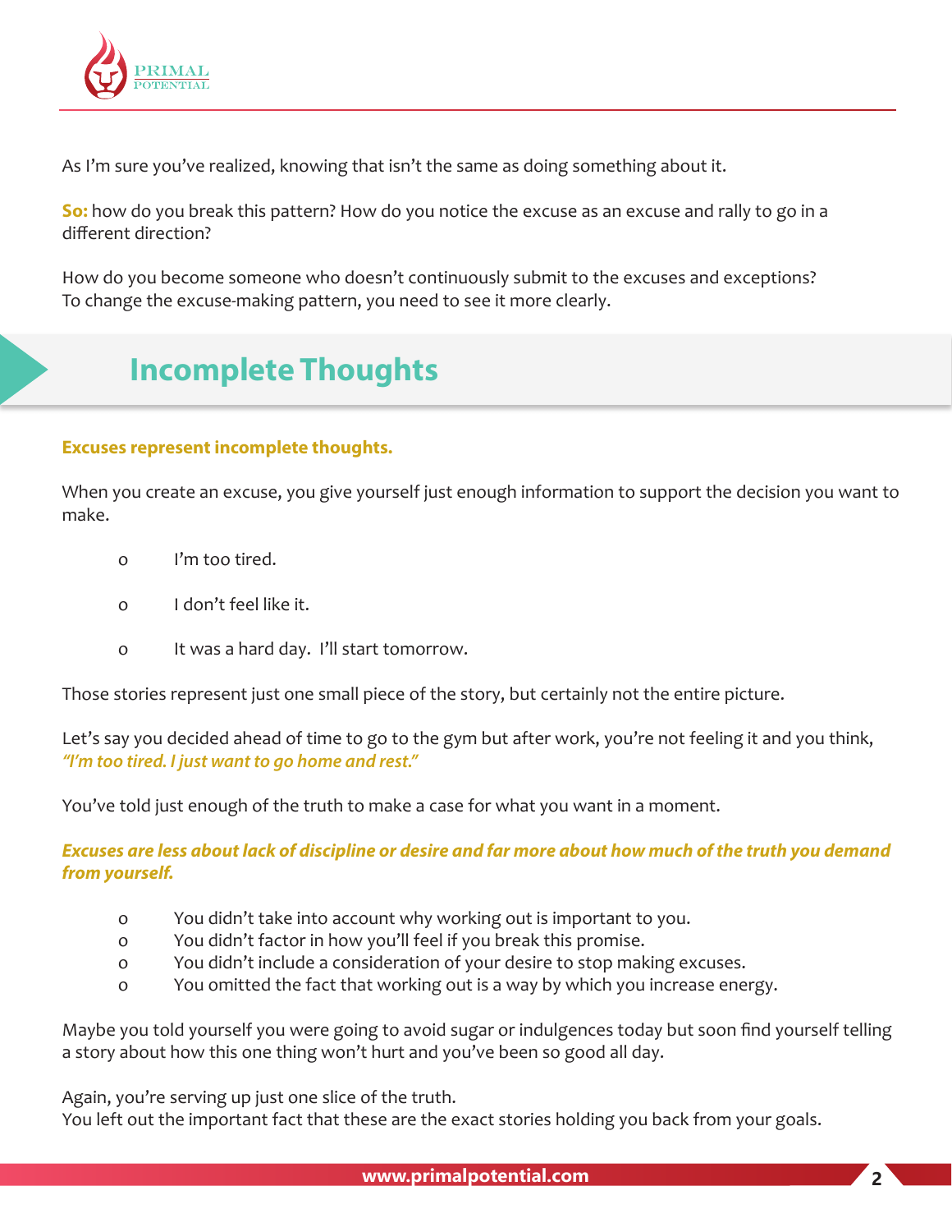As I'm sure you've realized, knowing that isn't the same as doing something about it.

**So:** how do you break this pattern? How do you notice the excuse as an excuse and rally to go in a different direction?

How do you become someone who doesn't continuously submit to the excuses and exceptions? To change the excuse-making pattern, you need to see it more clearly.

## Incomplete Thoughts

**Excuses represent incomplete thoughts.**

When you create an excuse, you give yourself just enough information to support the decision you want to make.

- I'm too tired.
- I don't feel like it.
- It was a hard day.  I'll start tomorrow.

Those stories represent just one small piece of the story, but certainly not the entire picture.

Let's say you decided ahead of time to go to the gym but after work, you're not feeling it and you think, ***"I'm too tired. I just want to go home and rest."***

You've told just enough of the truth to make a case for what you want in a moment.

***Excuses are less about lack of discipline or desire and far more about how much of the truth you demand from yourself.***

- You didn't take into account why working out is important to you.
- You didn't factor in how you'll feel if you break this promise.
- You didn't include a consideration of your desire to stop making excuses.
- You omitted the fact that working out is a way by which you increase energy.

Maybe you told yourself you were going to avoid sugar or indulgences today but soon find yourself telling a story about how this one thing won't hurt and you've been so good all day.

Again, you're serving up just one slice of the truth.
You left out the important fact that these are the exact stories holding you back from your goals.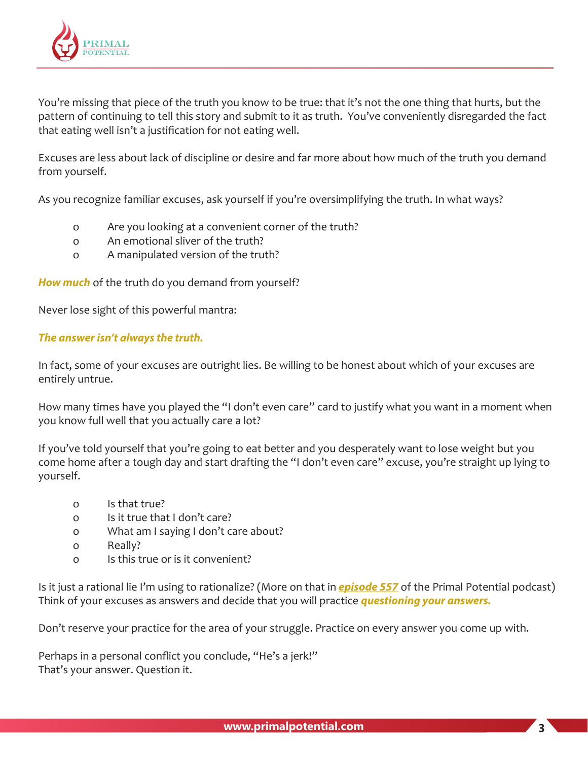You're missing that piece of the truth you know to be true: that it's not the one thing that hurts, but the pattern of continuing to tell this story and submit to it as truth. You've conveniently disregarded the fact that eating well isn't a justification for not eating well.

Excuses are less about lack of discipline or desire and far more about how much of the truth you demand from yourself.

As you recognize familiar excuses, ask yourself if you're oversimplifying the truth. In what ways?

- Are you looking at a convenient corner of the truth?
- An emotional sliver of the truth?
- A manipulated version of the truth?

***How much*** of the truth do you demand from yourself?

Never lose sight of this powerful mantra:

***The answer isn't always the truth.***

In fact, some of your excuses are outright lies. Be willing to be honest about which of your excuses are entirely untrue.

How many times have you played the "I don't even care" card to justify what you want in a moment when you know full well that you actually care a lot?

If you've told yourself that you're going to eat better and you desperately want to lose weight but you come home after a tough day and start drafting the "I don't even care" excuse, you're straight up lying to yourself.

- Is that true?
- Is it true that I don't care?
- What am I saying I don't care about?
- Really?
- Is this true or is it convenient?

Is it just a rational lie I'm using to rationalize? (More on that in ***episode 557*** of the Primal Potential podcast) Think of your excuses as answers and decide that you will practice ***questioning your answers.***

Don't reserve your practice for the area of your struggle. Practice on every answer you come up with.

Perhaps in a personal conflict you conclude, "He's a jerk!"
That's your answer. Question it.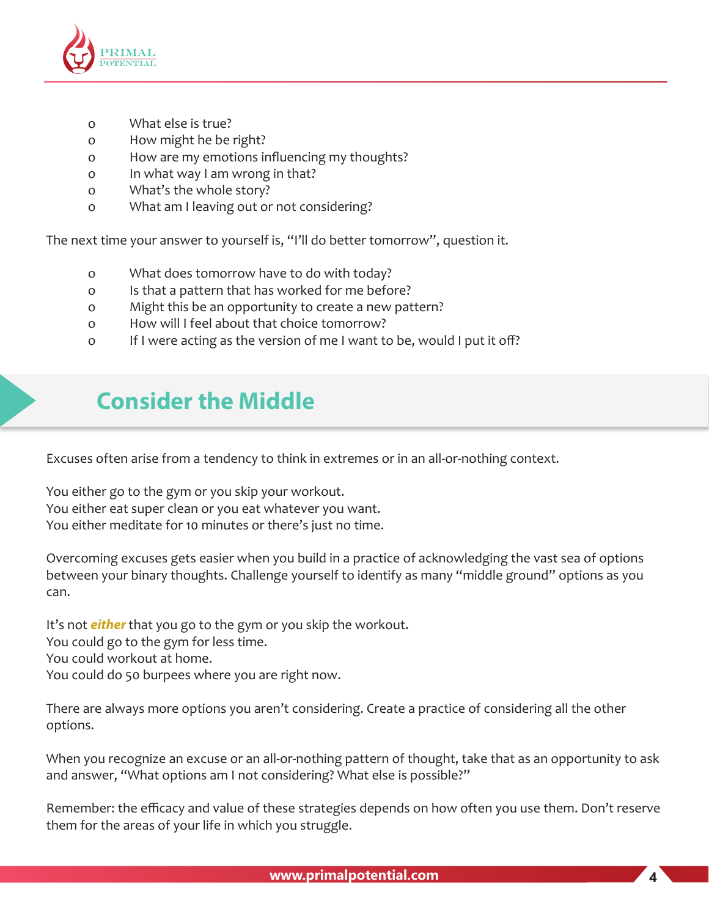- What else is true?
- How might he be right?
- How are my emotions influencing my thoughts?
- In what way I am wrong in that?
- What's the whole story?
- What am I leaving out or not considering?

The next time your answer to yourself is, "I'll do better tomorrow", question it.

- What does tomorrow have to do with today?
- Is that a pattern that has worked for me before?
- Might this be an opportunity to create a new pattern?
- How will I feel about that choice tomorrow?
- If I were acting as the version of me I want to be, would I put it off?

## Consider the Middle

Excuses often arise from a tendency to think in extremes or in an all-or-nothing context.

You either go to the gym or you skip your workout.
You either eat super clean or you eat whatever you want.
You either meditate for 10 minutes or there's just no time.

Overcoming excuses gets easier when you build in a practice of acknowledging the vast sea of options between your binary thoughts. Challenge yourself to identify as many "middle ground" options as you can.

It's not ***either*** that you go to the gym or you skip the workout.
You could go to the gym for less time.
You could workout at home.
You could do 50 burpees where you are right now.

There are always more options you aren't considering. Create a practice of considering all the other options.

When you recognize an excuse or an all-or-nothing pattern of thought, take that as an opportunity to ask and answer, "What options am I not considering? What else is possible?"

Remember: the efficacy and value of these strategies depends on how often you use them. Don't reserve them for the areas of your life in which you struggle.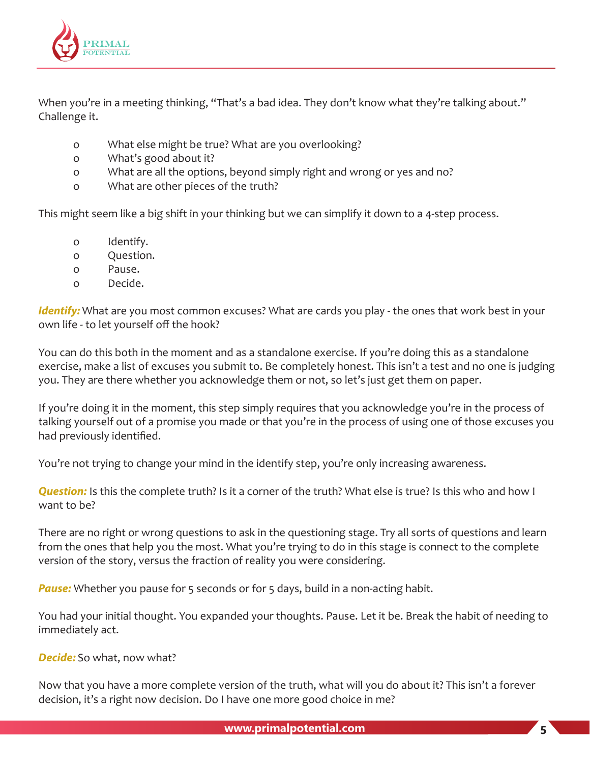When you're in a meeting thinking, "That's a bad idea. They don't know what they're talking about." Challenge it.

- What else might be true? What are you overlooking?
- What's good about it?
- What are all the options, beyond simply right and wrong or yes and no?
- What are other pieces of the truth?

This might seem like a big shift in your thinking but we can simplify it down to a 4-step process.

- Identify.
- Question.
- Pause.
- Decide.

***Identify:*** What are you most common excuses? What are cards you play - the ones that work best in your own life - to let yourself off the hook?

You can do this both in the moment and as a standalone exercise. If you're doing this as a standalone exercise, make a list of excuses you submit to. Be completely honest. This isn't a test and no one is judging you. They are there whether you acknowledge them or not, so let's just get them on paper.

If you're doing it in the moment, this step simply requires that you acknowledge you're in the process of talking yourself out of a promise you made or that you're in the process of using one of those excuses you had previously identified.

You're not trying to change your mind in the identify step, you're only increasing awareness.

***Question:*** Is this the complete truth? Is it a corner of the truth? What else is true? Is this who and how I want to be?

There are no right or wrong questions to ask in the questioning stage. Try all sorts of questions and learn from the ones that help you the most. What you're trying to do in this stage is connect to the complete version of the story, versus the fraction of reality you were considering.

***Pause:*** Whether you pause for 5 seconds or for 5 days, build in a non-acting habit.

You had your initial thought. You expanded your thoughts. Pause. Let it be. Break the habit of needing to immediately act.

***Decide:*** So what, now what?

Now that you have a more complete version of the truth, what will you do about it? This isn't a forever decision, it's a right now decision. Do I have one more good choice in me?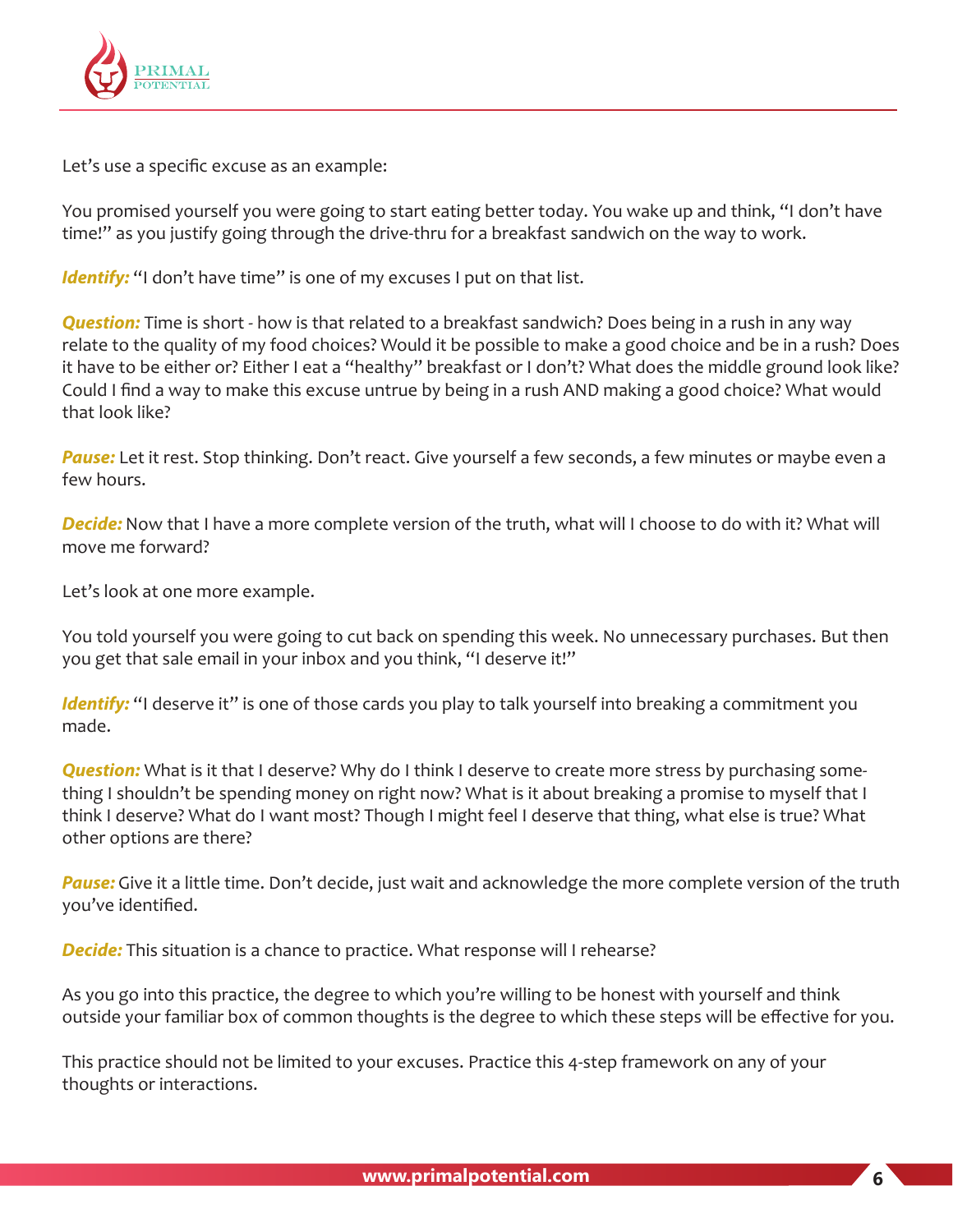Let's use a specific excuse as an example:

You promised yourself you were going to start eating better today. You wake up and think, "I don't have time!" as you justify going through the drive-thru for a breakfast sandwich on the way to work.

***Identify:*** "I don't have time" is one of my excuses I put on that list.

***Question:*** Time is short - how is that related to a breakfast sandwich? Does being in a rush in any way relate to the quality of my food choices? Would it be possible to make a good choice and be in a rush? Does it have to be either or? Either I eat a "healthy" breakfast or I don't? What does the middle ground look like? Could I find a way to make this excuse untrue by being in a rush AND making a good choice? What would that look like?

***Pause:*** Let it rest. Stop thinking. Don't react. Give yourself a few seconds, a few minutes or maybe even a few hours.

***Decide:*** Now that I have a more complete version of the truth, what will I choose to do with it? What will move me forward?

Let's look at one more example.

You told yourself you were going to cut back on spending this week. No unnecessary purchases. But then you get that sale email in your inbox and you think, "I deserve it!"

***Identify:*** "I deserve it" is one of those cards you play to talk yourself into breaking a commitment you made.

***Question:*** What is it that I deserve? Why do I think I deserve to create more stress by purchasing something I shouldn't be spending money on right now? What is it about breaking a promise to myself that I think I deserve? What do I want most? Though I might feel I deserve that thing, what else is true? What other options are there?

***Pause:*** Give it a little time. Don't decide, just wait and acknowledge the more complete version of the truth you've identified.

***Decide:*** This situation is a chance to practice. What response will I rehearse?

As you go into this practice, the degree to which you're willing to be honest with yourself and think outside your familiar box of common thoughts is the degree to which these steps will be effective for you.

This practice should not be limited to your excuses. Practice this 4-step framework on any of your thoughts or interactions.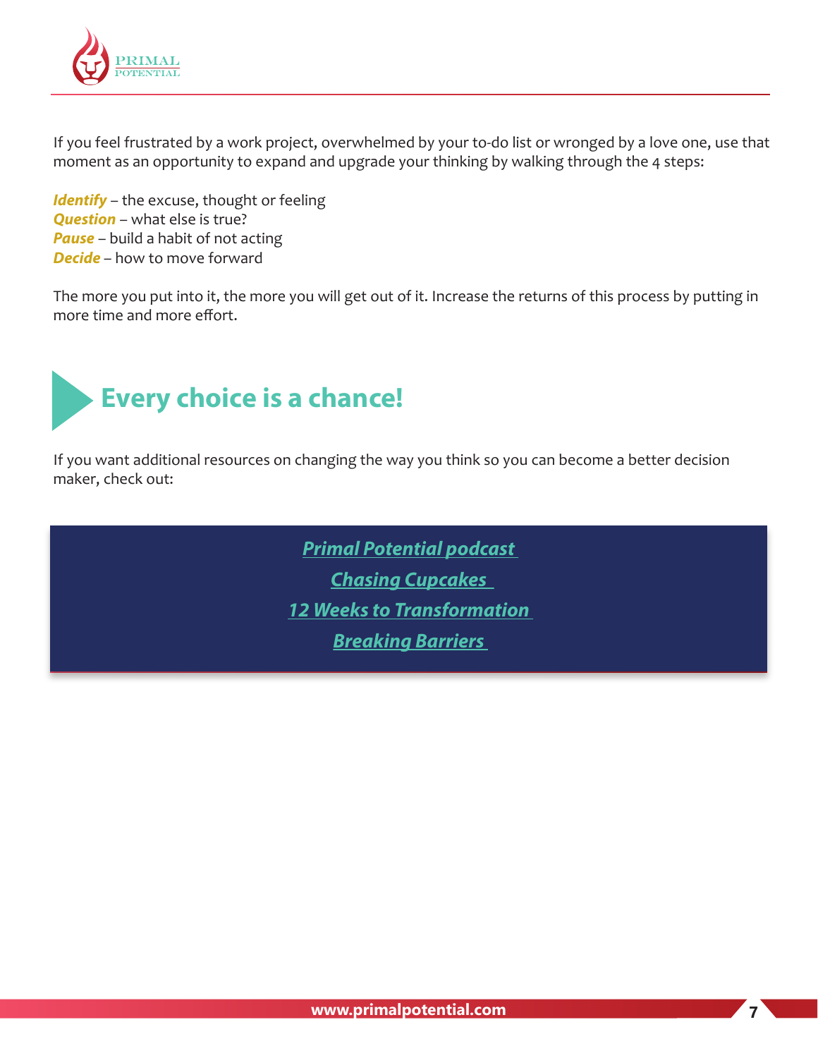If you feel frustrated by a work project, overwhelmed by your to-do list or wronged by a love one, use that moment as an opportunity to expand and upgrade your thinking by walking through the 4 steps:

***Identify*** – the excuse, thought or feeling
***Question*** – what else is true?
***Pause*** – build a habit of not acting
***Decide*** – how to move forward

The more you put into it, the more you will get out of it. Increase the returns of this process by putting in more time and more effort.

## Every choice is a chance!

If you want additional resources on changing the way you think so you can become a better decision maker, check out:

***Primal Potential podcast***

***Chasing Cupcakes***

***12 Weeks to Transformation***

***Breaking Barriers***